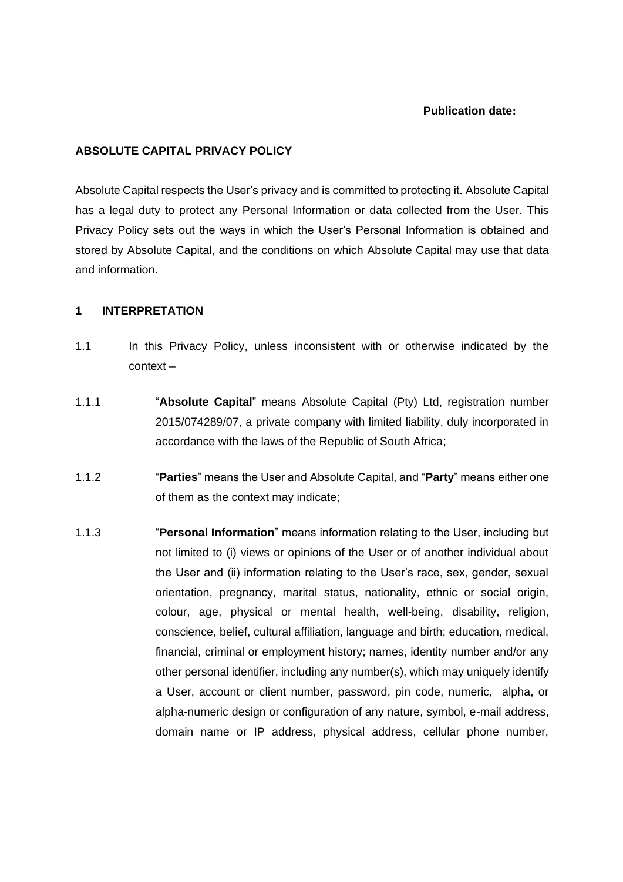**Publication date:**

**ABSOLUTE CAPITAL PRIVACY POLICY**

Absolute Capital respects the User's privacy and is committed to protecting it. Absolute Capital has a legal duty to protect any Personal Information or data collected from the User. This Privacy Policy sets out the ways in which the User's Personal Information is obtained and stored by Absolute Capital, and the conditions on which Absolute Capital may use that data and information.

**1 INTERPRETATION**

1.1 In this Privacy Policy, unless inconsistent with or otherwise indicated by the context –

1.1.1 "**Absolute Capital**" means Absolute Capital (Pty) Ltd, registration number 2015/074289/07, a private company with limited liability, duly incorporated in accordance with the laws of the Republic of South Africa;

1.1.2 "**Parties**" means the User and Absolute Capital, and "**Party**" means either one of them as the context may indicate;

1.1.3 "**Personal Information**" means information relating to the User, including but not limited to (i) views or opinions of the User or of another individual about the User and (ii) information relating to the User's race, sex, gender, sexual orientation, pregnancy, marital status, nationality, ethnic or social origin, colour, age, physical or mental health, well-being, disability, religion, conscience, belief, cultural affiliation, language and birth; education, medical, financial, criminal or employment history; names, identity number and/or any other personal identifier, including any number(s), which may uniquely identify a User, account or client number, password, pin code, numeric, alpha, or alpha-numeric design or configuration of any nature, symbol, e-mail address, domain name or IP address, physical address, cellular phone number,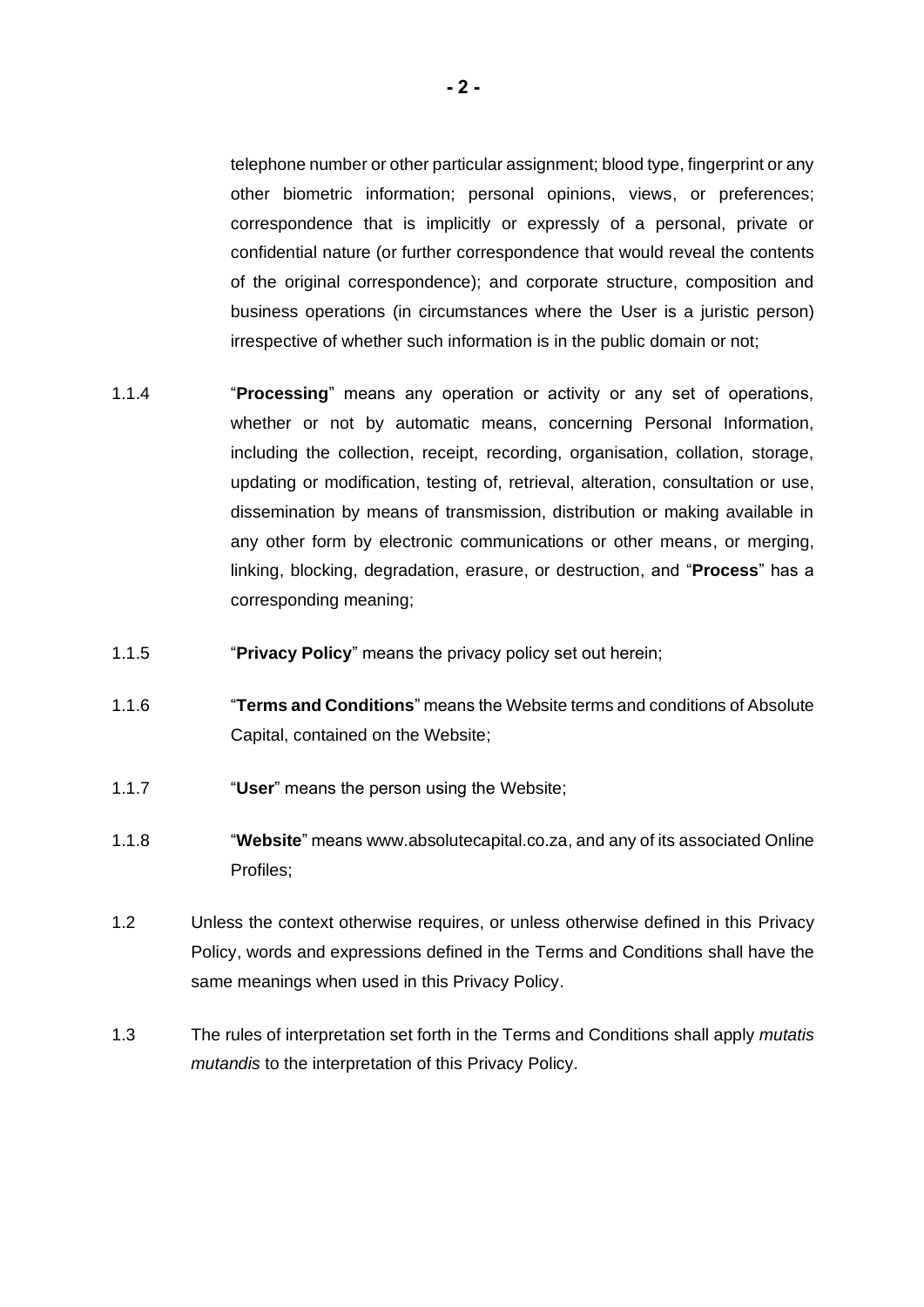telephone number or other particular assignment; blood type, fingerprint or any other biometric information; personal opinions, views, or preferences; correspondence that is implicitly or expressly of a personal, private or confidential nature (or further correspondence that would reveal the contents of the original correspondence); and corporate structure, composition and business operations (in circumstances where the User is a juristic person) irrespective of whether such information is in the public domain or not;

1.1.4 "**Processing**" means any operation or activity or any set of operations, whether or not by automatic means, concerning Personal Information, including the collection, receipt, recording, organisation, collation, storage, updating or modification, testing of, retrieval, alteration, consultation or use, dissemination by means of transmission, distribution or making available in any other form by electronic communications or other means, or merging, linking, blocking, degradation, erasure, or destruction, and "**Process**" has a corresponding meaning;

1.1.5 "**Privacy Policy**" means the privacy policy set out herein;

1.1.6 "**Terms and Conditions**" means the Website terms and conditions of Absolute Capital, contained on the Website;

1.1.7 "**User**" means the person using the Website;

1.1.8 "**Website**" means www.absolutecapital.co.za, and any of its associated Online Profiles;

1.2 Unless the context otherwise requires, or unless otherwise defined in this Privacy Policy, words and expressions defined in the Terms and Conditions shall have the same meanings when used in this Privacy Policy.

1.3 The rules of interpretation set forth in the Terms and Conditions shall apply *mutatis mutandis* to the interpretation of this Privacy Policy.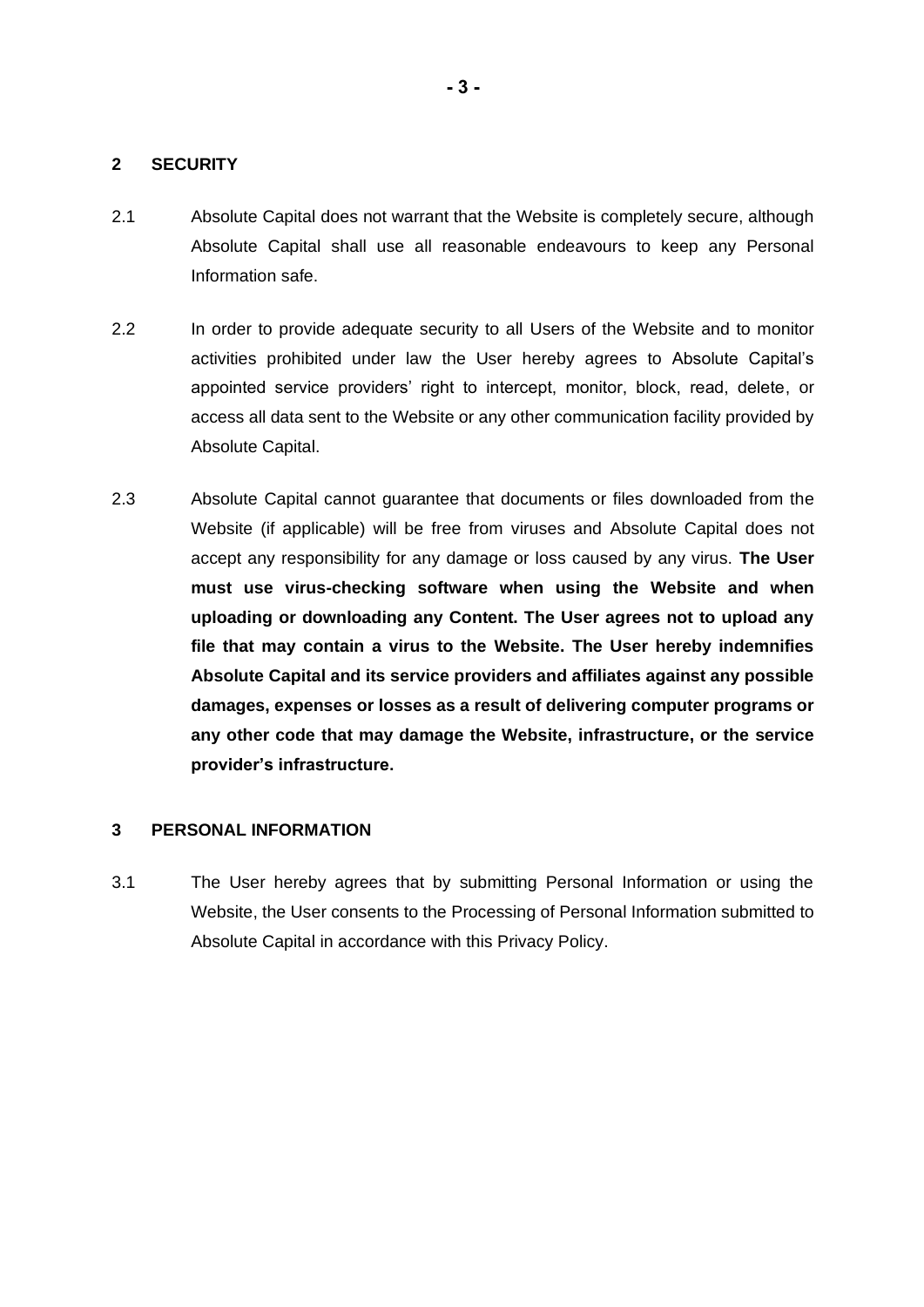## 2 SECURITY

2.1 Absolute Capital does not warrant that the Website is completely secure, although Absolute Capital shall use all reasonable endeavours to keep any Personal Information safe.

2.2 In order to provide adequate security to all Users of the Website and to monitor activities prohibited under law the User hereby agrees to Absolute Capital's appointed service providers' right to intercept, monitor, block, read, delete, or access all data sent to the Website or any other communication facility provided by Absolute Capital.

2.3 Absolute Capital cannot guarantee that documents or files downloaded from the Website (if applicable) will be free from viruses and Absolute Capital does not accept any responsibility for any damage or loss caused by any virus. **The User must use virus-checking software when using the Website and when uploading or downloading any Content. The User agrees not to upload any file that may contain a virus to the Website. The User hereby indemnifies Absolute Capital and its service providers and affiliates against any possible damages, expenses or losses as a result of delivering computer programs or any other code that may damage the Website, infrastructure, or the service provider's infrastructure.**

## 3 PERSONAL INFORMATION

3.1 The User hereby agrees that by submitting Personal Information or using the Website, the User consents to the Processing of Personal Information submitted to Absolute Capital in accordance with this Privacy Policy.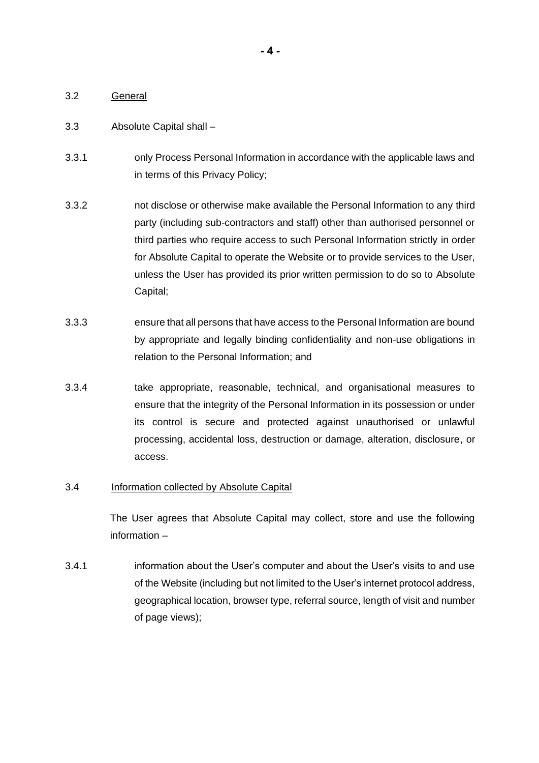3.2 <u>General</u>

3.3 Absolute Capital shall –

3.3.1 only Process Personal Information in accordance with the applicable laws and in terms of this Privacy Policy;

3.3.2 not disclose or otherwise make available the Personal Information to any third party (including sub-contractors and staff) other than authorised personnel or third parties who require access to such Personal Information strictly in order for Absolute Capital to operate the Website or to provide services to the User, unless the User has provided its prior written permission to do so to Absolute Capital;

3.3.3 ensure that all persons that have access to the Personal Information are bound by appropriate and legally binding confidentiality and non-use obligations in relation to the Personal Information; and

3.3.4 take appropriate, reasonable, technical, and organisational measures to ensure that the integrity of the Personal Information in its possession or under its control is secure and protected against unauthorised or unlawful processing, accidental loss, destruction or damage, alteration, disclosure, or access.

3.4 <u>Information collected by Absolute Capital</u>

The User agrees that Absolute Capital may collect, store and use the following information –

3.4.1 information about the User's computer and about the User's visits to and use of the Website (including but not limited to the User's internet protocol address, geographical location, browser type, referral source, length of visit and number of page views);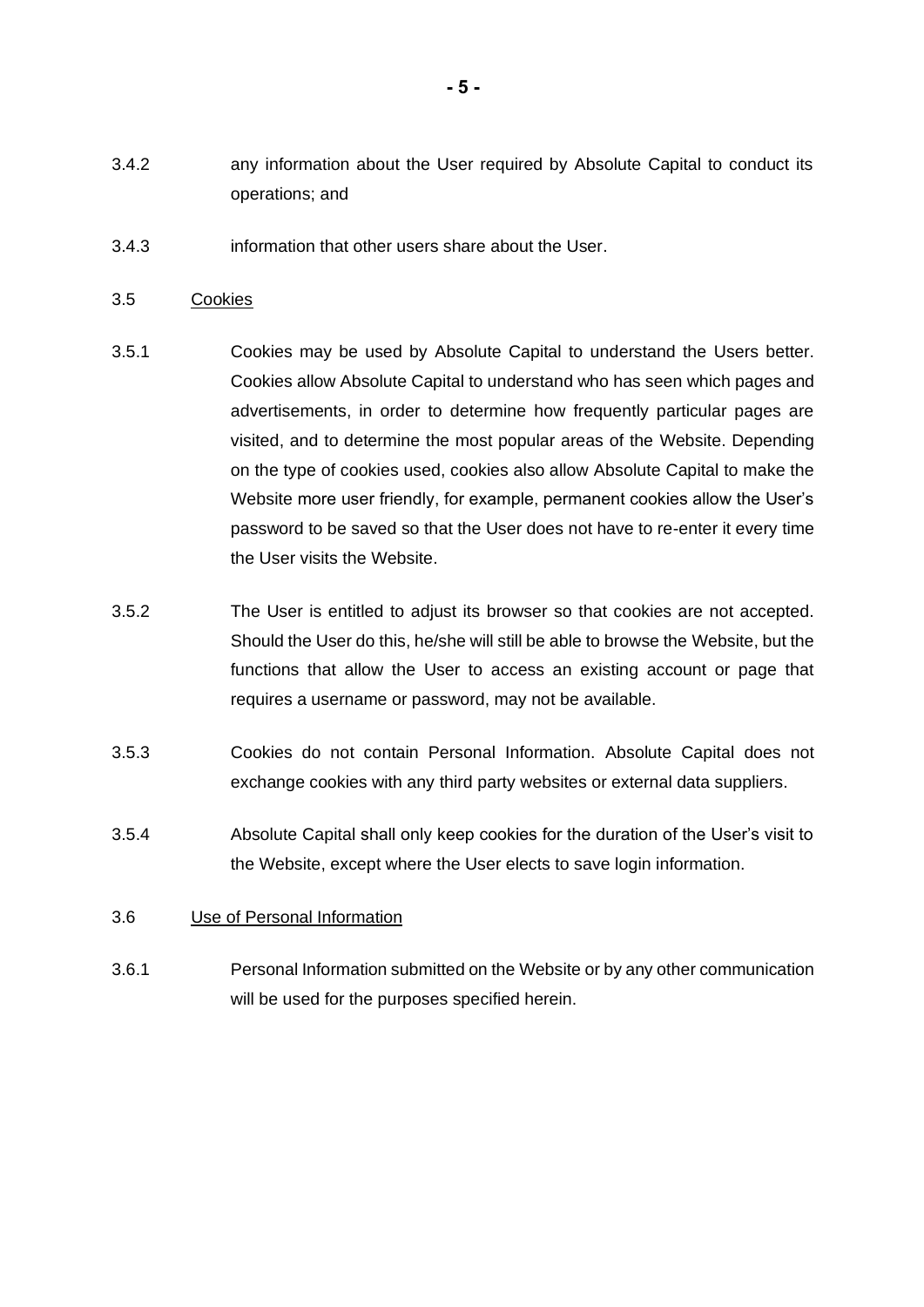3.4.2 any information about the User required by Absolute Capital to conduct its operations; and

3.4.3 information that other users share about the User.

3.5 Cookies

3.5.1 Cookies may be used by Absolute Capital to understand the Users better. Cookies allow Absolute Capital to understand who has seen which pages and advertisements, in order to determine how frequently particular pages are visited, and to determine the most popular areas of the Website. Depending on the type of cookies used, cookies also allow Absolute Capital to make the Website more user friendly, for example, permanent cookies allow the User's password to be saved so that the User does not have to re-enter it every time the User visits the Website.

3.5.2 The User is entitled to adjust its browser so that cookies are not accepted. Should the User do this, he/she will still be able to browse the Website, but the functions that allow the User to access an existing account or page that requires a username or password, may not be available.

3.5.3 Cookies do not contain Personal Information. Absolute Capital does not exchange cookies with any third party websites or external data suppliers.

3.5.4 Absolute Capital shall only keep cookies for the duration of the User's visit to the Website, except where the User elects to save login information.

3.6 Use of Personal Information

3.6.1 Personal Information submitted on the Website or by any other communication will be used for the purposes specified herein.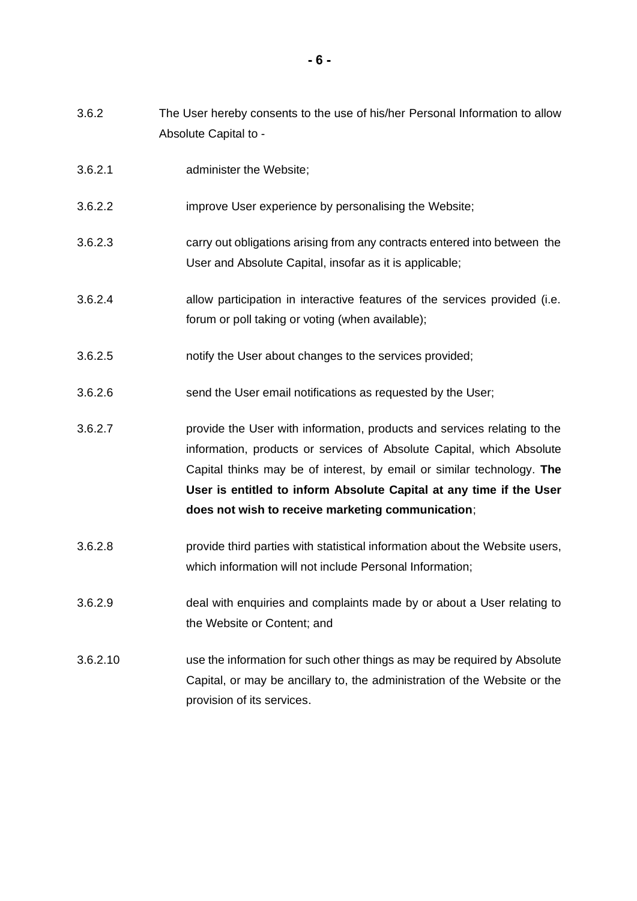3.6.2 The User hereby consents to the use of his/her Personal Information to allow Absolute Capital to -

3.6.2.1 administer the Website;

3.6.2.2 improve User experience by personalising the Website;

3.6.2.3 carry out obligations arising from any contracts entered into between the User and Absolute Capital, insofar as it is applicable;

3.6.2.4 allow participation in interactive features of the services provided (i.e. forum or poll taking or voting (when available);

3.6.2.5 notify the User about changes to the services provided;

3.6.2.6 send the User email notifications as requested by the User;

3.6.2.7 provide the User with information, products and services relating to the information, products or services of Absolute Capital, which Absolute Capital thinks may be of interest, by email or similar technology. **The User is entitled to inform Absolute Capital at any time if the User does not wish to receive marketing communication**;

3.6.2.8 provide third parties with statistical information about the Website users, which information will not include Personal Information;

3.6.2.9 deal with enquiries and complaints made by or about a User relating to the Website or Content; and

3.6.2.10 use the information for such other things as may be required by Absolute Capital, or may be ancillary to, the administration of the Website or the provision of its services.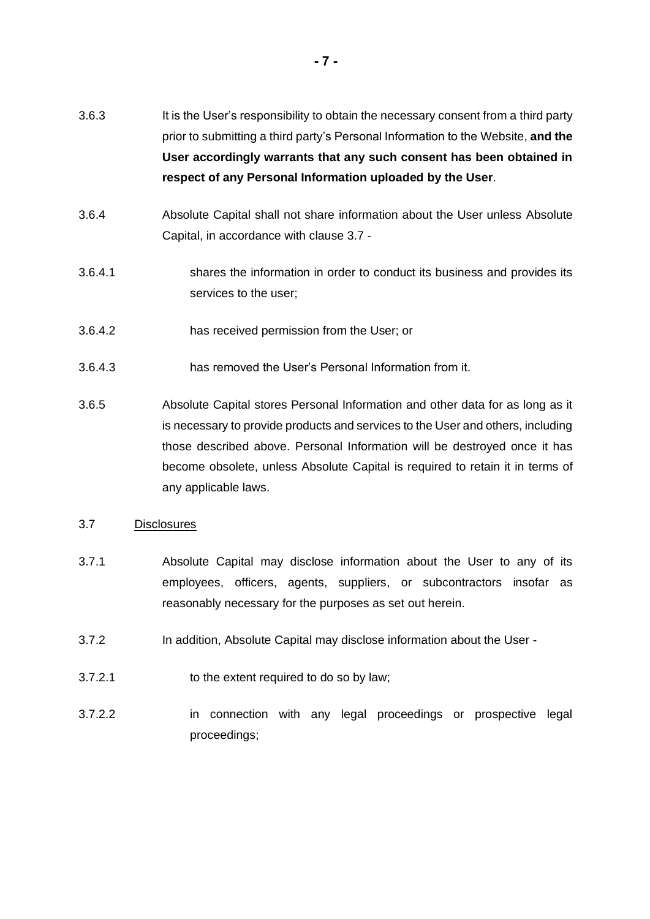3.6.3 It is the User's responsibility to obtain the necessary consent from a third party prior to submitting a third party's Personal Information to the Website, **and the User accordingly warrants that any such consent has been obtained in respect of any Personal Information uploaded by the User**.

3.6.4 Absolute Capital shall not share information about the User unless Absolute Capital, in accordance with clause 3.7 -

3.6.4.1 shares the information in order to conduct its business and provides its services to the user;

3.6.4.2 has received permission from the User; or

3.6.4.3 has removed the User's Personal Information from it.

3.6.5 Absolute Capital stores Personal Information and other data for as long as it is necessary to provide products and services to the User and others, including those described above. Personal Information will be destroyed once it has become obsolete, unless Absolute Capital is required to retain it in terms of any applicable laws.

3.7 <u>Disclosures</u>

3.7.1 Absolute Capital may disclose information about the User to any of its employees, officers, agents, suppliers, or subcontractors insofar as reasonably necessary for the purposes as set out herein.

3.7.2 In addition, Absolute Capital may disclose information about the User -

3.7.2.1 to the extent required to do so by law;

3.7.2.2 in connection with any legal proceedings or prospective legal proceedings;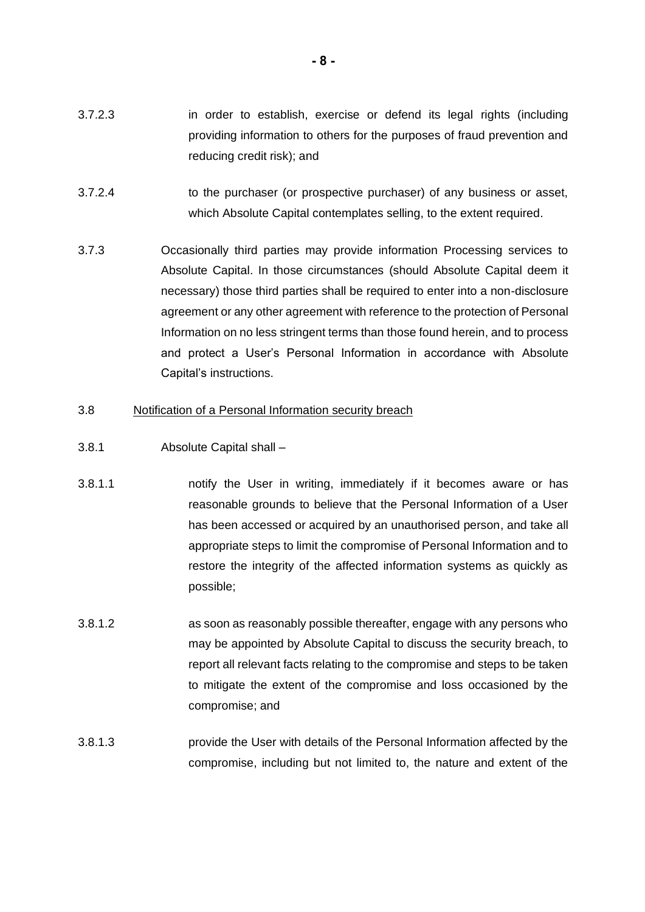3.7.2.3 in order to establish, exercise or defend its legal rights (including providing information to others for the purposes of fraud prevention and reducing credit risk); and

3.7.2.4 to the purchaser (or prospective purchaser) of any business or asset, which Absolute Capital contemplates selling, to the extent required.

3.7.3 Occasionally third parties may provide information Processing services to Absolute Capital. In those circumstances (should Absolute Capital deem it necessary) those third parties shall be required to enter into a non-disclosure agreement or any other agreement with reference to the protection of Personal Information on no less stringent terms than those found herein, and to process and protect a User's Personal Information in accordance with Absolute Capital's instructions.

3.8 <u>Notification of a Personal Information security breach</u>

3.8.1 Absolute Capital shall –

3.8.1.1 notify the User in writing, immediately if it becomes aware or has reasonable grounds to believe that the Personal Information of a User has been accessed or acquired by an unauthorised person, and take all appropriate steps to limit the compromise of Personal Information and to restore the integrity of the affected information systems as quickly as possible;

3.8.1.2 as soon as reasonably possible thereafter, engage with any persons who may be appointed by Absolute Capital to discuss the security breach, to report all relevant facts relating to the compromise and steps to be taken to mitigate the extent of the compromise and loss occasioned by the compromise; and

3.8.1.3 provide the User with details of the Personal Information affected by the compromise, including but not limited to, the nature and extent of the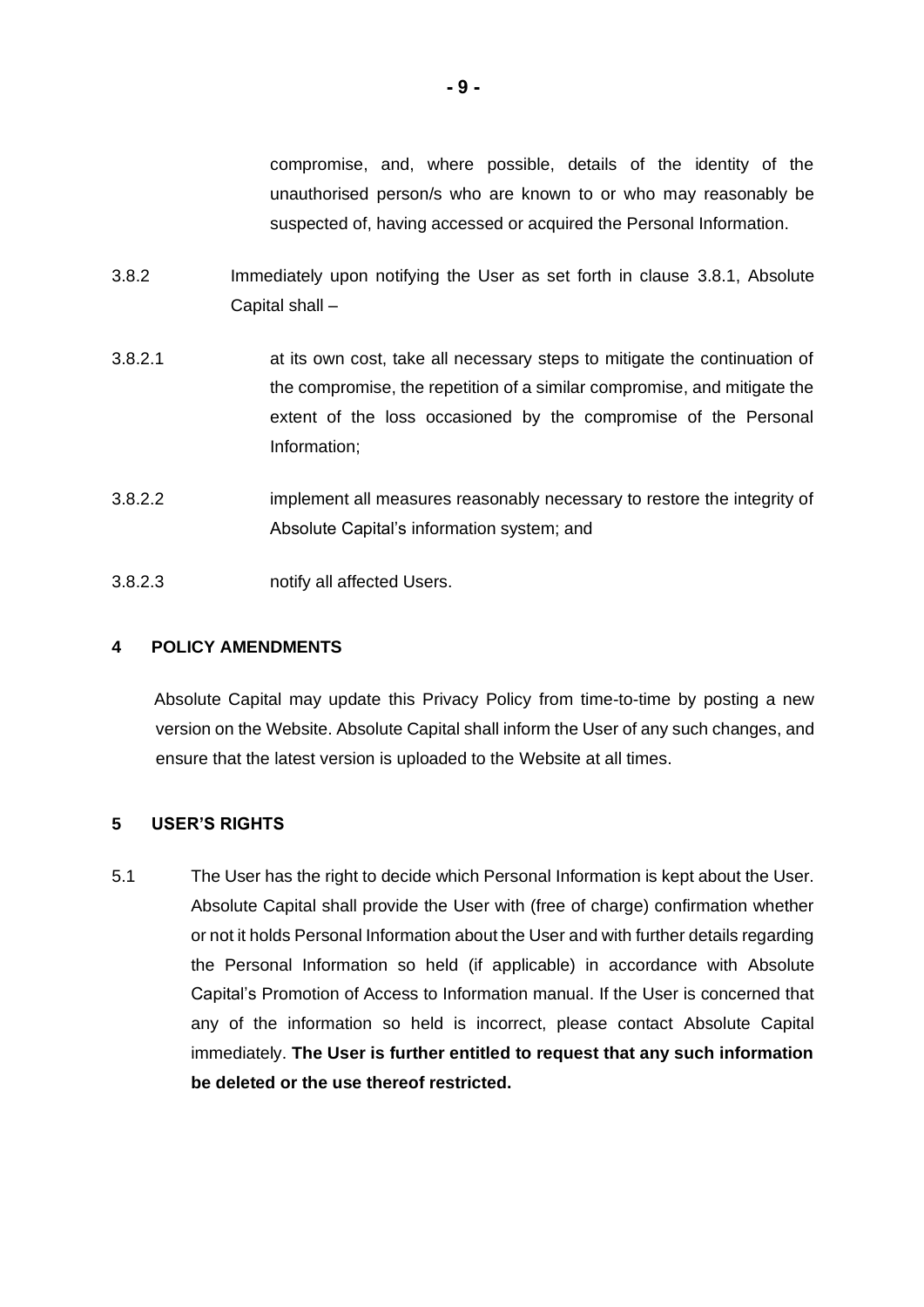compromise, and, where possible, details of the identity of the unauthorised person/s who are known to or who may reasonably be suspected of, having accessed or acquired the Personal Information.

3.8.2 Immediately upon notifying the User as set forth in clause 3.8.1, Absolute Capital shall –

3.8.2.1 at its own cost, take all necessary steps to mitigate the continuation of the compromise, the repetition of a similar compromise, and mitigate the extent of the loss occasioned by the compromise of the Personal Information;

3.8.2.2 implement all measures reasonably necessary to restore the integrity of Absolute Capital's information system; and

3.8.2.3 notify all affected Users.

## 4 POLICY AMENDMENTS

Absolute Capital may update this Privacy Policy from time-to-time by posting a new version on the Website. Absolute Capital shall inform the User of any such changes, and ensure that the latest version is uploaded to the Website at all times.

## 5 USER'S RIGHTS

5.1 The User has the right to decide which Personal Information is kept about the User. Absolute Capital shall provide the User with (free of charge) confirmation whether or not it holds Personal Information about the User and with further details regarding the Personal Information so held (if applicable) in accordance with Absolute Capital's Promotion of Access to Information manual. If the User is concerned that any of the information so held is incorrect, please contact Absolute Capital immediately. **The User is further entitled to request that any such information be deleted or the use thereof restricted.**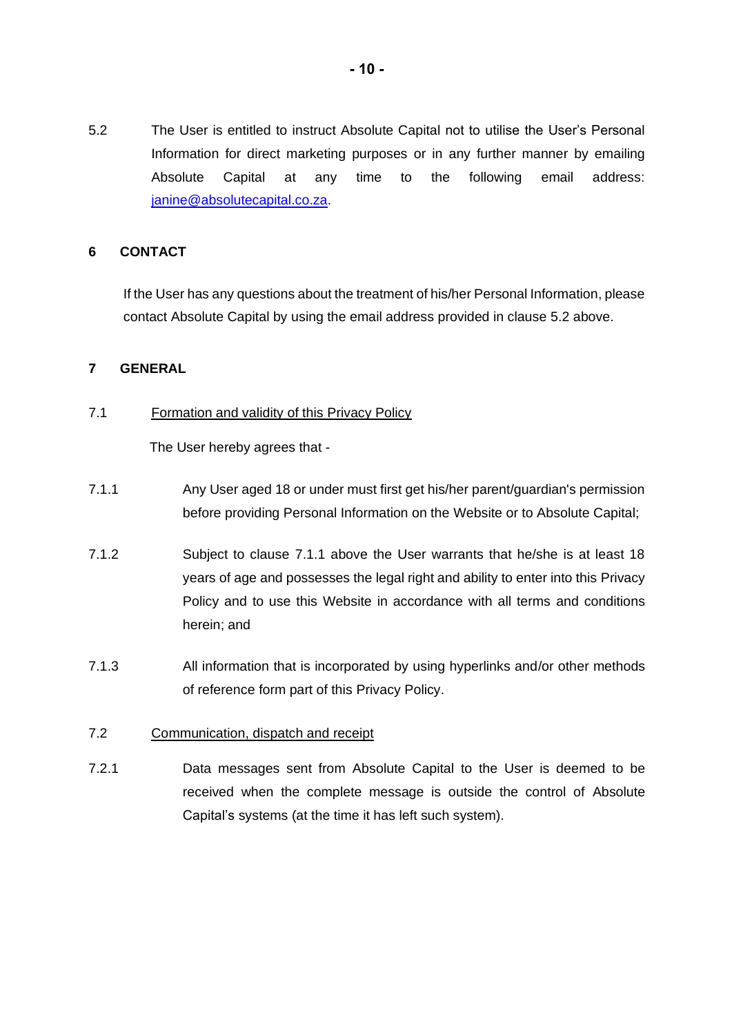5.2 The User is entitled to instruct Absolute Capital not to utilise the User's Personal Information for direct marketing purposes or in any further manner by emailing Absolute Capital at any time to the following email address: janine@absolutecapital.co.za.

## 6 CONTACT

If the User has any questions about the treatment of his/her Personal Information, please contact Absolute Capital by using the email address provided in clause 5.2 above.

## 7 GENERAL

7.1 Formation and validity of this Privacy Policy

The User hereby agrees that -

7.1.1 Any User aged 18 or under must first get his/her parent/guardian's permission before providing Personal Information on the Website or to Absolute Capital;

7.1.2 Subject to clause 7.1.1 above the User warrants that he/she is at least 18 years of age and possesses the legal right and ability to enter into this Privacy Policy and to use this Website in accordance with all terms and conditions herein; and

7.1.3 All information that is incorporated by using hyperlinks and/or other methods of reference form part of this Privacy Policy.

7.2 Communication, dispatch and receipt

7.2.1 Data messages sent from Absolute Capital to the User is deemed to be received when the complete message is outside the control of Absolute Capital's systems (at the time it has left such system).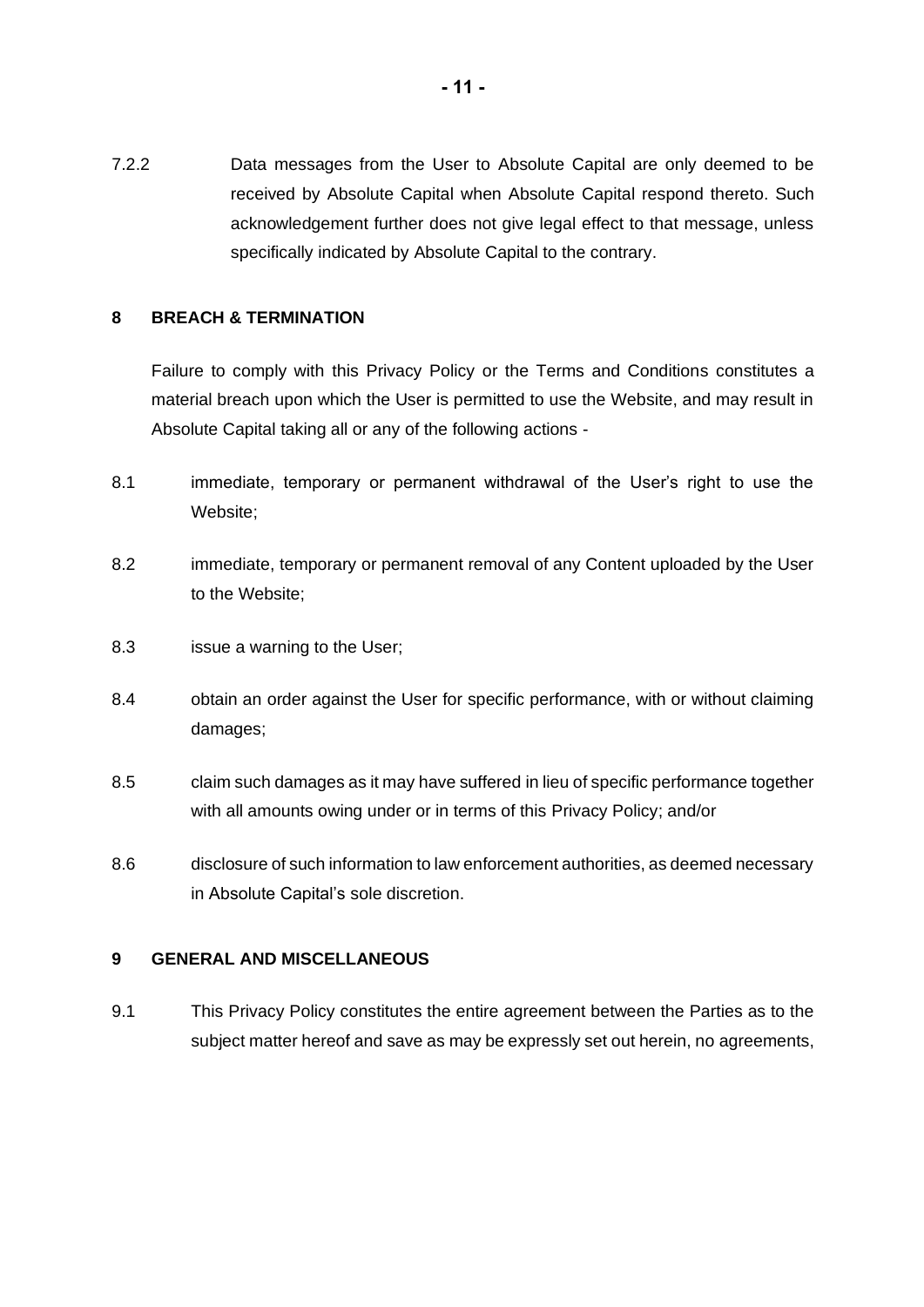7.2.2 Data messages from the User to Absolute Capital are only deemed to be received by Absolute Capital when Absolute Capital respond thereto. Such acknowledgement further does not give legal effect to that message, unless specifically indicated by Absolute Capital to the contrary.

## 8 BREACH & TERMINATION

Failure to comply with this Privacy Policy or the Terms and Conditions constitutes a material breach upon which the User is permitted to use the Website, and may result in Absolute Capital taking all or any of the following actions -

8.1 immediate, temporary or permanent withdrawal of the User's right to use the Website;

8.2 immediate, temporary or permanent removal of any Content uploaded by the User to the Website;

8.3 issue a warning to the User;

8.4 obtain an order against the User for specific performance, with or without claiming damages;

8.5 claim such damages as it may have suffered in lieu of specific performance together with all amounts owing under or in terms of this Privacy Policy; and/or

8.6 disclosure of such information to law enforcement authorities, as deemed necessary in Absolute Capital's sole discretion.

## 9 GENERAL AND MISCELLANEOUS

9.1 This Privacy Policy constitutes the entire agreement between the Parties as to the subject matter hereof and save as may be expressly set out herein, no agreements,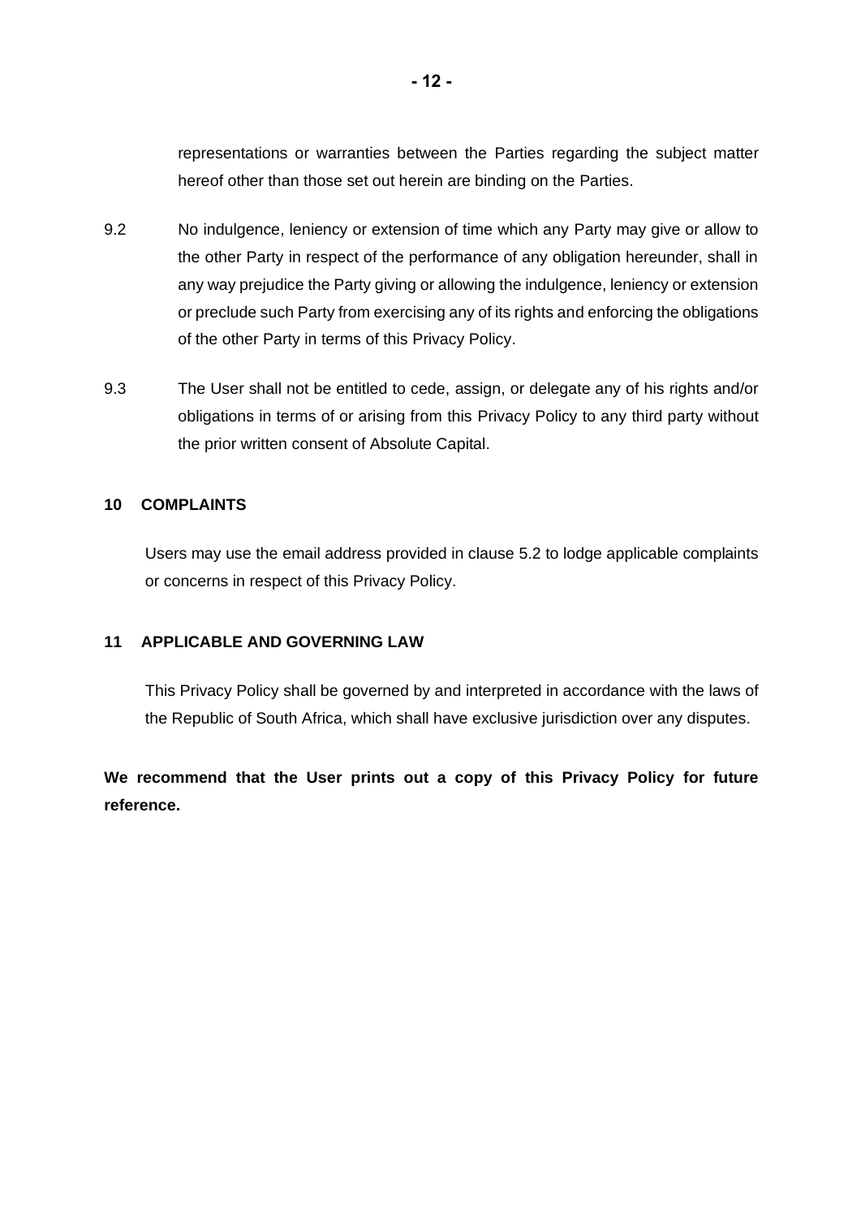representations or warranties between the Parties regarding the subject matter hereof other than those set out herein are binding on the Parties.

9.2 No indulgence, leniency or extension of time which any Party may give or allow to the other Party in respect of the performance of any obligation hereunder, shall in any way prejudice the Party giving or allowing the indulgence, leniency or extension or preclude such Party from exercising any of its rights and enforcing the obligations of the other Party in terms of this Privacy Policy.

9.3 The User shall not be entitled to cede, assign, or delegate any of his rights and/or obligations in terms of or arising from this Privacy Policy to any third party without the prior written consent of Absolute Capital.

## 10 COMPLAINTS

Users may use the email address provided in clause 5.2 to lodge applicable complaints or concerns in respect of this Privacy Policy.

## 11 APPLICABLE AND GOVERNING LAW

This Privacy Policy shall be governed by and interpreted in accordance with the laws of the Republic of South Africa, which shall have exclusive jurisdiction over any disputes.

**We recommend that the User prints out a copy of this Privacy Policy for future reference.**